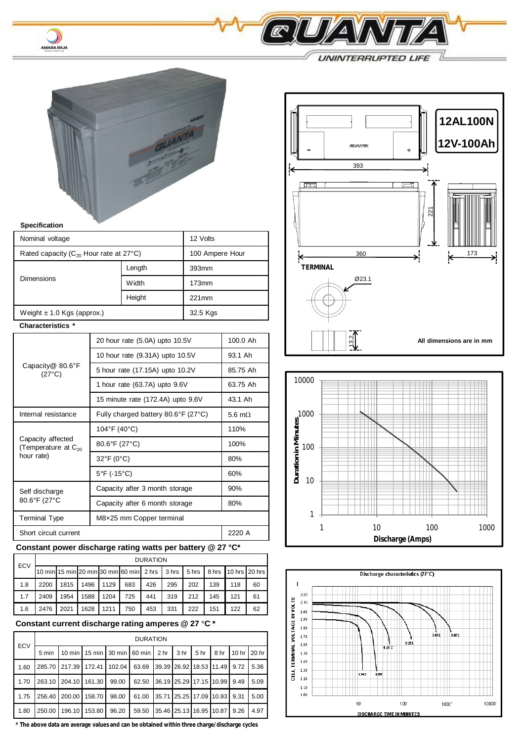# QUANTA

UNINTERRUPTED LIFE

AMARA RAJA

## 12AL100N

## 12V-100Ah

### Specification

| Nominal voltage | | 12 Volts |
|---|---|---|
| Rated capacity ($C_{20}$ Hour rate at 27°C) | | 100 Ampere Hour |
| Dimensions | Length | 393mm |
| | Width | 173mm |
| | Height | 221mm |
| Weight ± 1.0 Kgs (approx.) | | 32.5 Kgs |

### Characteristics *

| | | |
|---|---|---|
| Capacity@ 80.6°F (27°C) | 20 hour rate (5.0A) upto 10.5V | 100.0 Ah |
| | 10 hour rate (9.31A) upto 10.5V | 93.1 Ah |
| | 5 hour rate (17.15A) upto 10.2V | 85.75 Ah |
| | 1 hour rate (63.7A) upto 9.6V | 63.75 Ah |
| | 15 minute rate (172.4A) upto 9.6V | 43.1 Ah |
| Internal resistance | Fully charged battery 80.6°F (27°C) | 5.6 mΩ |
| Capacity affected (Temperature at $C_{20}$ hour rate) | 104°F (40°C) | 110% |
| | 80.6°F (27°C) | 100% |
| | 32°F (0°C) | 80% |
| | 5°F (-15°C) | 60% |
| Self discharge 80.6°F (27°C | Capacity after 3 month storage | 90% |
| | Capacity after 6 month storage | 80% |
| Terminal Type | M8×25 mm Copper terminal | |
| Short circuit current | | 2220 A |

### Constant power discharge rating watts per battery @ 27 °C*

| ECV | DURATION | | | | | | | | | | |
|---|---|---|---|---|---|---|---|---|---|---|---|
| | 10 min | 15 min | 20 min | 30 min | 60 min | 2 hrs | 3 hrs | 5 hrs | 8 hrs | 10 hrs | 20 hrs |
| 1.8 | 2200 | 1815 | 1496 | 1129 | 683 | 426 | 295 | 202 | 139 | 118 | 60 |
| 1.7 | 2409 | 1954 | 1588 | 1204 | 725 | 441 | 319 | 212 | 145 | 121 | 61 |
| 1.6 | 2476 | 2021 | 1628 | 1211 | 750 | 453 | 331 | 222 | 151 | 122 | 62 |

### Constant current discharge rating amperes @ 27 °C *

| ECV | DURATION | | | | | | | | | |
|---|---|---|---|---|---|---|---|---|---|---|
| | 5 min | 10 min | 15 min | 30 min | 60 min | 2 hr | 3 hr | 5 hr | 8 hr | 10 hr | 20 hr |
| 1.60 | 285.70 | 217.39 | 172.41 | 102.04 | 63.69 | 39.39 | 26.92 | 18.53 | 11.49 | 9.72 | 5.36 |
| 1.70 | 263.10 | 204.10 | 161.30 | 99.00 | 62.50 | 36.19 | 25.29 | 17.15 | 10.99 | 9.49 | 5.09 |
| 1.75 | 256.40 | 200.00 | 158.70 | 98.00 | 61.00 | 35.71 | 25.25 | 17.09 | 10.93 | 9.31 | 5.00 |
| 1.80 | 250.00 | 196.10 | 153.80 | 96.20 | 59.50 | 35.46 | 25.13 | 16.95 | 10.87 | 9.26 | 4.97 |

**\* The above data are average values and can be obtained within three charge/discharge cycles**

TERMINAL

All dimensions are in mm

Discharge characteristics (27°C)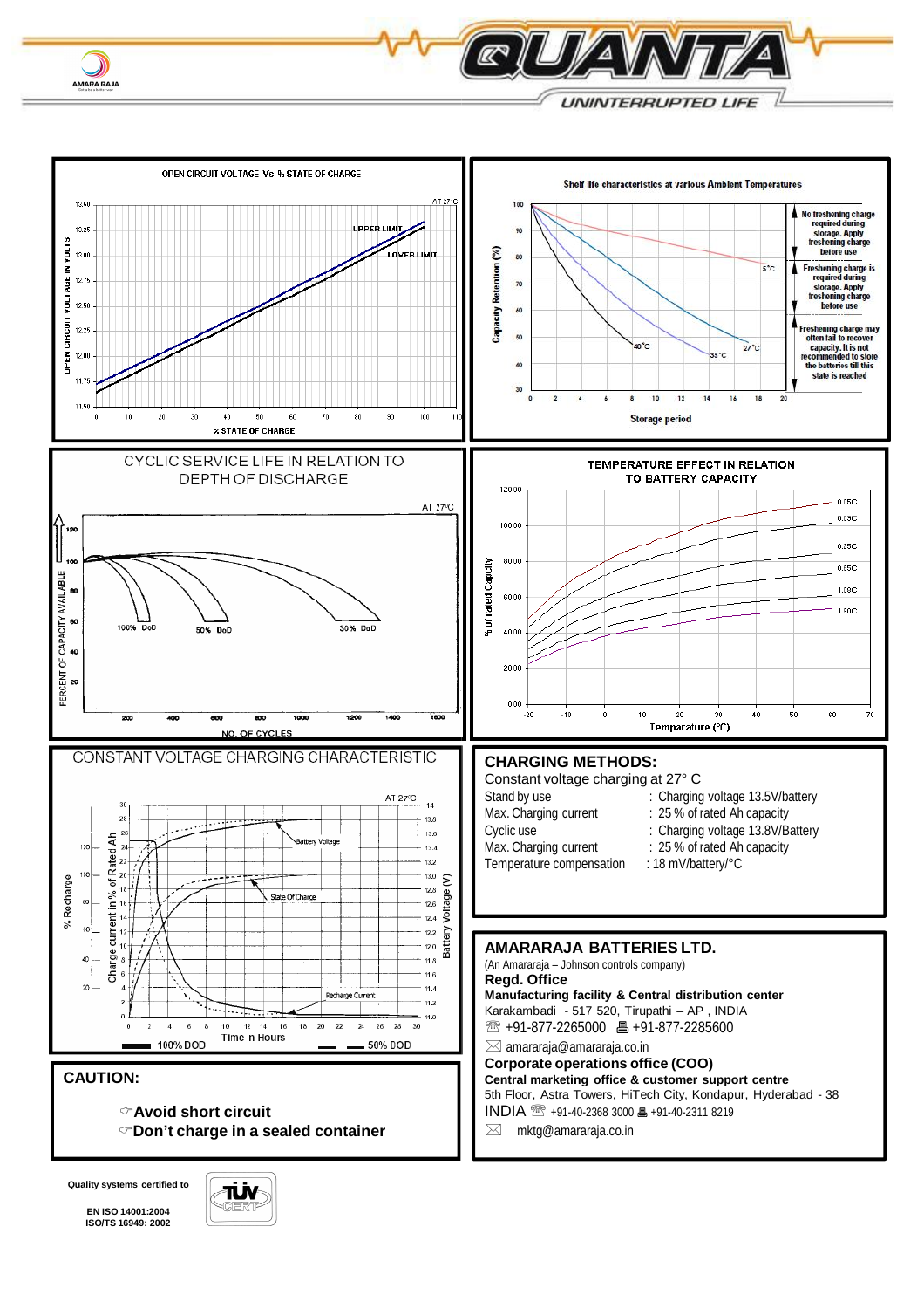QUANTA

UNINTERRUPTED LIFE

AMARA RAJA

OPEN CIRCUIT VOLTAGE Vs % STATE OF CHARGE

AT 27 C

UPPER LIMIT

LOWER LIMIT

OPEN CIRCUIT VOLTAGE IN VOLTS

13.50
13.25
13.00
12.75
12.50
12.25
12.00
11.75
11.50

0 10 20 30 40 50 60 70 80 90 100 110

% STATE OF CHARGE

Shelf life characteristics at various Ambient Temperatures

Capacity Retention (%)

100 90 80 70 60 50 40 30

0 2 4 6 8 10 12 14 16 18 20

Storage period

5°C

40°C

33°C

27°C

No freshening charge required during storage. Apply freshening charge before use

Freshening charge is required during storage. Apply freshening charge before use

Freshening charge may often fail to recover capacity. It is not recommended to store the batteries till this state is reached

CYCLIC SERVICE LIFE IN RELATION TO DEPTH OF DISCHARGE

AT 27°C

PERCENT OF CAPACITY AVAILABLE

120 100 80 60 40 20

100% DoD

50% DoD

30% DoD

200 400 600 800 1000 1200 1400 1600

NO. OF CYCLES

TEMPERATURE EFFECT IN RELATION TO BATTERY CAPACITY

% of rated Capcity

120.00 100.00 80.00 60.00 40.00 20.00 0.00

-20 -10 0 10 20 30 40 50 60 70

Temparature (°C)

0.05C

0.09C

0.25C

0.65C

1.08C

1.90C

CONSTANT VOLTAGE CHARGING CHARACTERISTIC

AT 27°C

% Recharge

Charge current in % of Rated Ah

Battery Voltage (V)

Battery Voltage

State Of Charge

Recharge Current

Time in Hours

100% DOD

50% DOD

## CHARGING METHODS:

Constant voltage charging at 27° C

| | |
|---|---|
| Stand by use | : Charging voltage 13.5V/battery |
| Max. Charging current | : 25 % of rated Ah capacity |
| Cyclic use | : Charging voltage 13.8V/Battery |
| Max. Charging current | : 25 % of rated Ah capacity |
| Temperature compensation | : 18 mV/battery/°C |

## CAUTION:

- **Avoid short circuit**
- **Don't charge in a sealed container**

## AMARARAJA BATTERIES LTD.

(An Amararaja – Johnson controls company)

**Regd. Office**

**Manufacturing facility & Central distribution center**

Karakambadi - 517 520, Tirupathi – AP , INDIA

☎ +91-877-2265000 🖷 +91-877-2285600

✉ amararaja@amararaja.co.in

**Corporate operations office (COO)**

**Central marketing office & customer support centre**

5th Floor, Astra Towers, HiTech City, Kondapur, Hyderabad - 38

INDIA ☎ +91-40-2368 3000 🖷 +91-40-2311 8219

✉ mktg@amararaja.co.in

**Quality systems certified to**

**EN ISO 14001:2004**

**ISO/TS 16949: 2002**

TÜV CERT